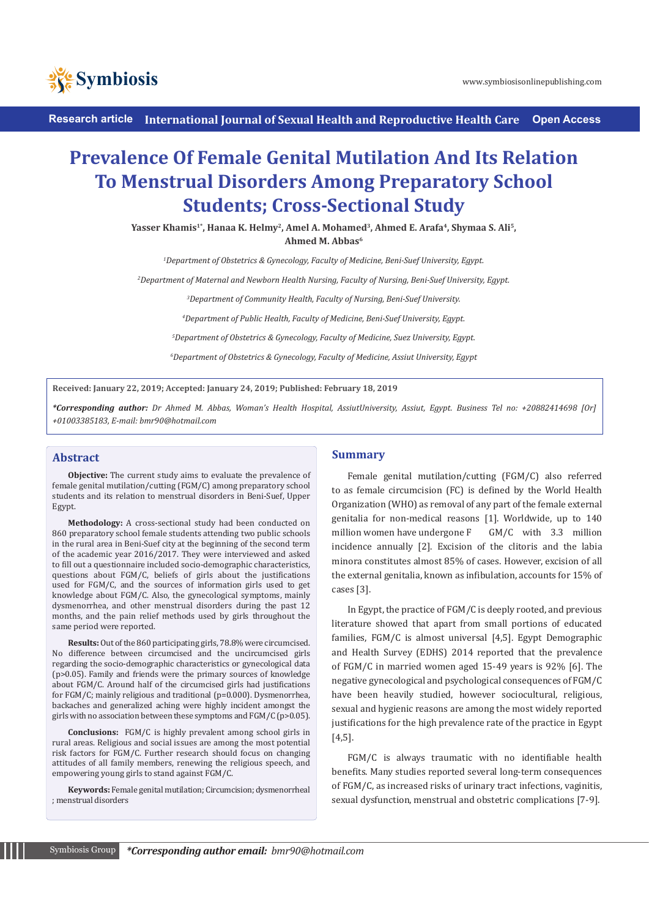Research article International Journal of Sexual Health and Reproductive Health Care Open Access

# Prevalence Of Female Genital Mutilation And Its Relation To Menstrual Disorders Among Preparatory School Students; Cross-Sectional Study

**Yasser Khamis[1*], Hanaa K. Helmy[2], Amel A. Mohamed[3], Ahmed E. Arafa[4], Shymaa S. Ali[5], Ahmed M. Abbas[6]**

[1]*Department of Obstetrics & Gynecology, Faculty of Medicine, Beni-Suef University, Egypt.*

[2]*Department of Maternal and Newborn Health Nursing, Faculty of Nursing, Beni-Suef University, Egypt.*

[3]*Department of Community Health, Faculty of Nursing, Beni-Suef University.*

[4]*Department of Public Health, Faculty of Medicine, Beni-Suef University, Egypt.*

[5]*Department of Obstetrics & Gynecology, Faculty of Medicine, Suez University, Egypt.*

[6]*Department of Obstetrics & Gynecology, Faculty of Medicine, Assiut University, Egypt*

**Received: January 22, 2019; Accepted: January 24, 2019; Published: February 18, 2019**

***Corresponding author:** *Dr Ahmed M. Abbas, Woman's Health Hospital, AssiutUniversity, Assiut, Egypt. Business Tel no: +20882414698 [Or] +01003385183, E-mail: bmr90@hotmail.com*

## Abstract

**Objective:** The current study aims to evaluate the prevalence of female genital mutilation/cutting (FGM/C) among preparatory school students and its relation to menstrual disorders in Beni-Suef, Upper Egypt.

**Methodology:** A cross-sectional study had been conducted on 860 preparatory school female students attending two public schools in the rural area in Beni-Suef city at the beginning of the second term of the academic year 2016/2017. They were interviewed and asked to fill out a questionnaire included socio-demographic characteristics, questions about FGM/C, beliefs of girls about the justifications used for FGM/C, and the sources of information girls used to get knowledge about FGM/C. Also, the gynecological symptoms, mainly dysmenorrhea, and other menstrual disorders during the past 12 months, and the pain relief methods used by girls throughout the same period were reported.

**Results:** Out of the 860 participating girls, 78.8% were circumcised. No difference between circumcised and the uncircumcised girls regarding the socio-demographic characteristics or gynecological data ($p>0.05$). Family and friends were the primary sources of knowledge about FGM/C. Around half of the circumcised girls had justifications for FGM/C; mainly religious and traditional ($p=0.000$). Dysmenorrhea, backaches and generalized aching were highly incident amongst the girls with no association between these symptoms and FGM/C ($p>0.05$).

**Conclusions:** FGM/C is highly prevalent among school girls in rural areas. Religious and social issues are among the most potential risk factors for FGM/C. Further research should focus on changing attitudes of all family members, renewing the religious speech, and empowering young girls to stand against FGM/C.

**Keywords:** Female genital mutilation; Circumcision; dysmenorrheal ; menstrual disorders

## Summary

Female genital mutilation/cutting (FGM/C) also referred to as female circumcision (FC) is defined by the World Health Organization (WHO) as removal of any part of the female external genitalia for non-medical reasons [1]. Worldwide, up to 140 million women have undergone FGM/C with 3.3 million incidence annually [2]. Excision of the clitoris and the labia minora constitutes almost 85% of cases. However, excision of all the external genitalia, known as infibulation, accounts for 15% of cases [3].

In Egypt, the practice of FGM/C is deeply rooted, and previous literature showed that apart from small portions of educated families, FGM/C is almost universal [4,5]. Egypt Demographic and Health Survey (EDHS) 2014 reported that the prevalence of FGM/C in married women aged 15-49 years is 92% [6]. The negative gynecological and psychological consequences of FGM/C have been heavily studied, however sociocultural, religious, sexual and hygienic reasons are among the most widely reported justifications for the high prevalence rate of the practice in Egypt [4,5].

FGM/C is always traumatic with no identifiable health benefits. Many studies reported several long-term consequences of FGM/C, as increased risks of urinary tract infections, vaginitis, sexual dysfunction, menstrual and obstetric complications [7-9].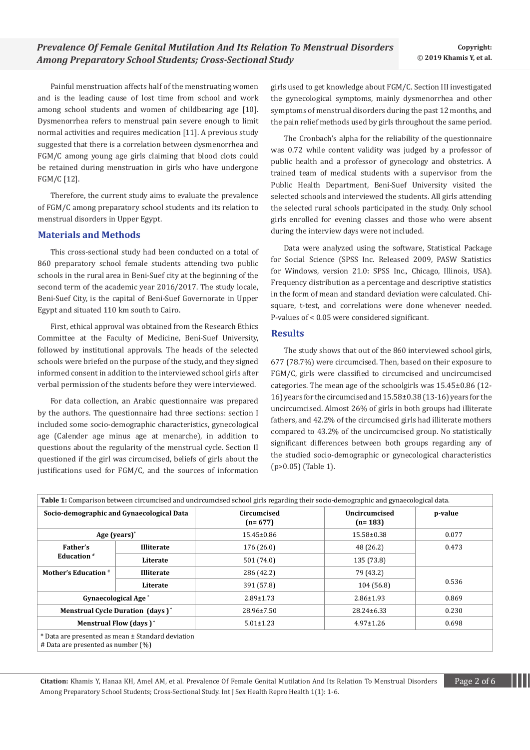Painful menstruation affects half of the menstruating women and is the leading cause of lost time from school and work among school students and women of childbearing age [10]. Dysmenorrhea refers to menstrual pain severe enough to limit normal activities and requires medication [11]. A previous study suggested that there is a correlation between dysmenorrhea and FGM/C among young age girls claiming that blood clots could be retained during menstruation in girls who have undergone FGM/C [12].

Therefore, the current study aims to evaluate the prevalence of FGM/C among preparatory school students and its relation to menstrual disorders in Upper Egypt.

## Materials and Methods

This cross-sectional study had been conducted on a total of 860 preparatory school female students attending two public schools in the rural area in Beni-Suef city at the beginning of the second term of the academic year 2016/2017. The study locale, Beni-Suef City, is the capital of Beni-Suef Governorate in Upper Egypt and situated 110 km south to Cairo.

First, ethical approval was obtained from the Research Ethics Committee at the Faculty of Medicine, Beni-Suef University, followed by institutional approvals. The heads of the selected schools were briefed on the purpose of the study, and they signed informed consent in addition to the interviewed school girls after verbal permission of the students before they were interviewed.

For data collection, an Arabic questionnaire was prepared by the authors. The questionnaire had three sections: section I included some socio-demographic characteristics, gynecological age (Calender age minus age at menarche), in addition to questions about the regularity of the menstrual cycle. Section II questioned if the girl was circumcised, beliefs of girls about the justifications used for FGM/C, and the sources of information girls used to get knowledge about FGM/C. Section III investigated the gynecological symptoms, mainly dysmenorrhea and other symptoms of menstrual disorders during the past 12 months, and the pain relief methods used by girls throughout the same period.

The Cronbach's alpha for the reliability of the questionnaire was 0.72 while content validity was judged by a professor of public health and a professor of gynecology and obstetrics. A trained team of medical students with a supervisor from the Public Health Department, Beni-Suef University visited the selected schools and interviewed the students. All girls attending the selected rural schools participated in the study. Only school girls enrolled for evening classes and those who were absent during the interview days were not included.

Data were analyzed using the software, Statistical Package for Social Science (SPSS Inc. Released 2009, PASW Statistics for Windows, version 21.0: SPSS Inc., Chicago, Illinois, USA). Frequency distribution as a percentage and descriptive statistics in the form of mean and standard deviation were calculated. Chi-square, t-test, and correlations were done whenever needed. P-values of < 0.05 were considered significant.

## Results

The study shows that out of the 860 interviewed school girls, 677 (78.7%) were circumcised. Then, based on their exposure to FGM/C, girls were classified to circumcised and uncircumcised categories. The mean age of the schoolgirls was 15.45±0.86 (12-16) years for the circumcised and 15.58±0.38 (13-16) years for the uncircumcised. Almost 26% of girls in both groups had illiterate fathers, and 42.2% of the circumcised girls had illiterate mothers compared to 43.2% of the uncircumcised group. No statistically significant differences between both groups regarding any of the studied socio-demographic or gynecological characteristics (p>0.05) (Table 1).

**Table 1:** Comparison between circumcised and uncircumcised school girls regarding their socio-demographic and gynaecological data.

| Socio-demographic and Gynaecological Data | | Circumcised (n= 677) | Uncircumcised (n= 183) | p-value |
|---|---|---|---|---|
| Age (years)* | | 15.45±0.86 | 15.58±0.38 | 0.077 |
| Father's Education # | Illiterate | 176 (26.0) | 48 (26.2) | 0.473 |
| | Literate | 501 (74.0) | 135 (73.8) | |
| Mother's Education # | Illiterate | 286 (42.2) | 79 (43.2) | 0.536 |
| | Literate | 391 (57.8) | 104 (56.8) | |
| Gynaecological Age * | | 2.89±1.73 | 2.86±1.93 | 0.869 |
| Menstrual Cycle Duration (days ) * | | 28.96±7.50 | 28.24±6.33 | 0.230 |
| Menstrual Flow (days ) * | | 5.01±1.23 | 4.97±1.26 | 0.698 |

\* Data are presented as mean ± Standard deviation
\# Data are presented as number (%)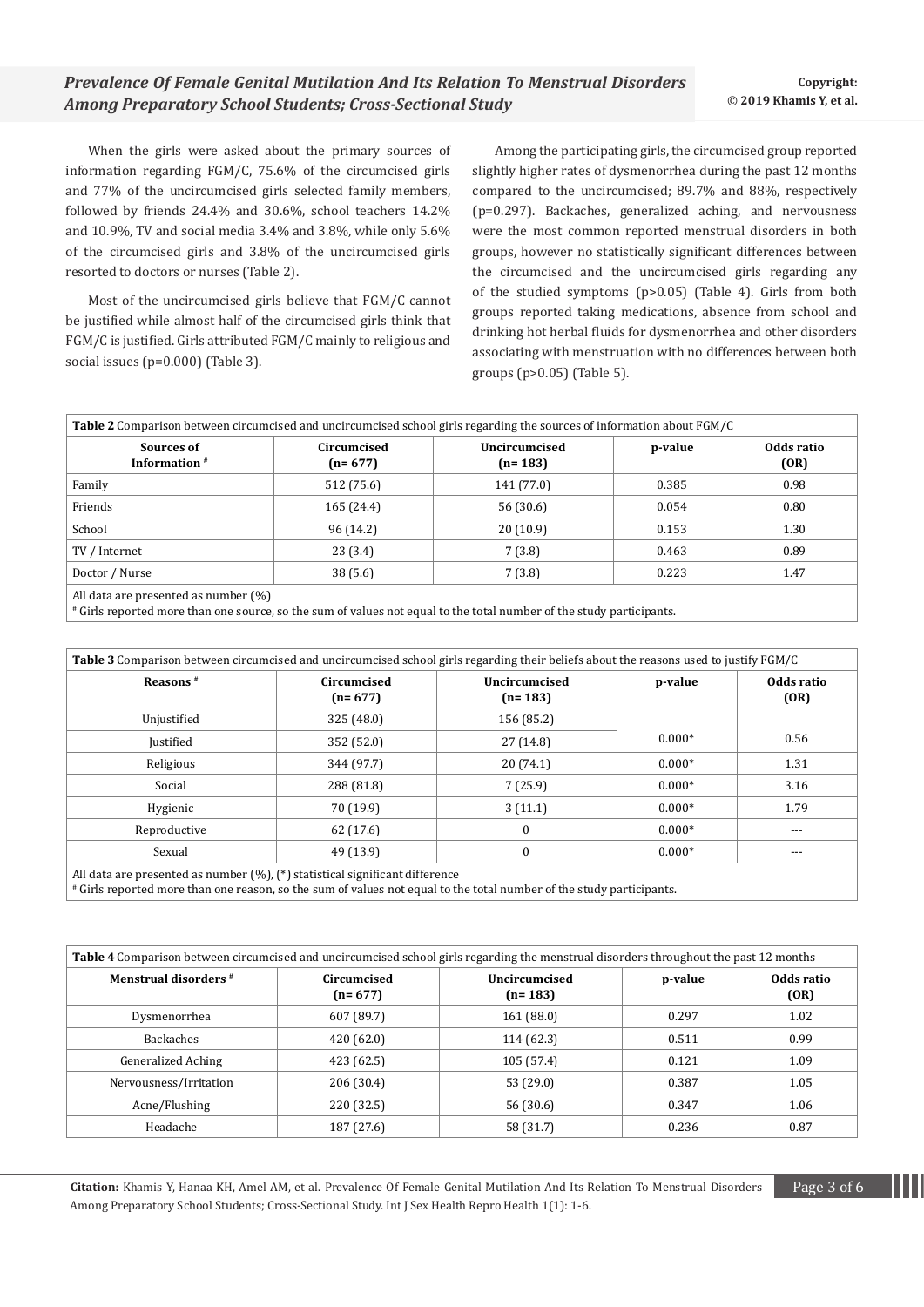When the girls were asked about the primary sources of information regarding FGM/C, 75.6% of the circumcised girls and 77% of the uncircumcised girls selected family members, followed by friends 24.4% and 30.6%, school teachers 14.2% and 10.9%, TV and social media 3.4% and 3.8%, while only 5.6% of the circumcised girls and 3.8% of the uncircumcised girls resorted to doctors or nurses (Table 2).

Most of the uncircumcised girls believe that FGM/C cannot be justified while almost half of the circumcised girls think that FGM/C is justified. Girls attributed FGM/C mainly to religious and social issues (p=0.000) (Table 3).

Among the participating girls, the circumcised group reported slightly higher rates of dysmenorrhea during the past 12 months compared to the uncircumcised; 89.7% and 88%, respectively (p=0.297). Backaches, generalized aching, and nervousness were the most common reported menstrual disorders in both groups, however no statistically significant differences between the circumcised and the uncircumcised girls regarding any of the studied symptoms (p>0.05) (Table 4). Girls from both groups reported taking medications, absence from school and drinking hot herbal fluids for dysmenorrhea and other disorders associating with menstruation with no differences between both groups (p>0.05) (Table 5).

**Table 2** Comparison between circumcised and uncircumcised school girls regarding the sources of information about FGM/C

| Sources of Information # | Circumcised (n= 677) | Uncircumcised (n= 183) | p-value | Odds ratio (OR) |
|---|---|---|---|---|
| Family | 512 (75.6) | 141 (77.0) | 0.385 | 0.98 |
| Friends | 165 (24.4) | 56 (30.6) | 0.054 | 0.80 |
| School | 96 (14.2) | 20 (10.9) | 0.153 | 1.30 |
| TV / Internet | 23 (3.4) | 7 (3.8) | 0.463 | 0.89 |
| Doctor / Nurse | 38 (5.6) | 7 (3.8) | 0.223 | 1.47 |

All data are presented as number (%)
# Girls reported more than one source, so the sum of values not equal to the total number of the study participants.

**Table 3** Comparison between circumcised and uncircumcised school girls regarding their beliefs about the reasons used to justify FGM/C

| Reasons # | Circumcised (n= 677) | Uncircumcised (n= 183) | p-value | Odds ratio (OR) |
|---|---|---|---|---|
| Unjustified | 325 (48.0) | 156 (85.2) | | |
| Justified | 352 (52.0) | 27 (14.8) | 0.000* | 0.56 |
| Religious | 344 (97.7) | 20 (74.1) | 0.000* | 1.31 |
| Social | 288 (81.8) | 7 (25.9) | 0.000* | 3.16 |
| Hygienic | 70 (19.9) | 3 (11.1) | 0.000* | 1.79 |
| Reproductive | 62 (17.6) | 0 | 0.000* | --- |
| Sexual | 49 (13.9) | 0 | 0.000* | --- |

All data are presented as number (%), (*) statistical significant difference
# Girls reported more than one reason, so the sum of values not equal to the total number of the study participants.

**Table 4** Comparison between circumcised and uncircumcised school girls regarding the menstrual disorders throughout the past 12 months

| Menstrual disorders # | Circumcised (n= 677) | Uncircumcised (n= 183) | p-value | Odds ratio (OR) |
|---|---|---|---|---|
| Dysmenorrhea | 607 (89.7) | 161 (88.0) | 0.297 | 1.02 |
| Backaches | 420 (62.0) | 114 (62.3) | 0.511 | 0.99 |
| Generalized Aching | 423 (62.5) | 105 (57.4) | 0.121 | 1.09 |
| Nervousness/Irritation | 206 (30.4) | 53 (29.0) | 0.387 | 1.05 |
| Acne/Flushing | 220 (32.5) | 56 (30.6) | 0.347 | 1.06 |
| Headache | 187 (27.6) | 58 (31.7) | 0.236 | 0.87 |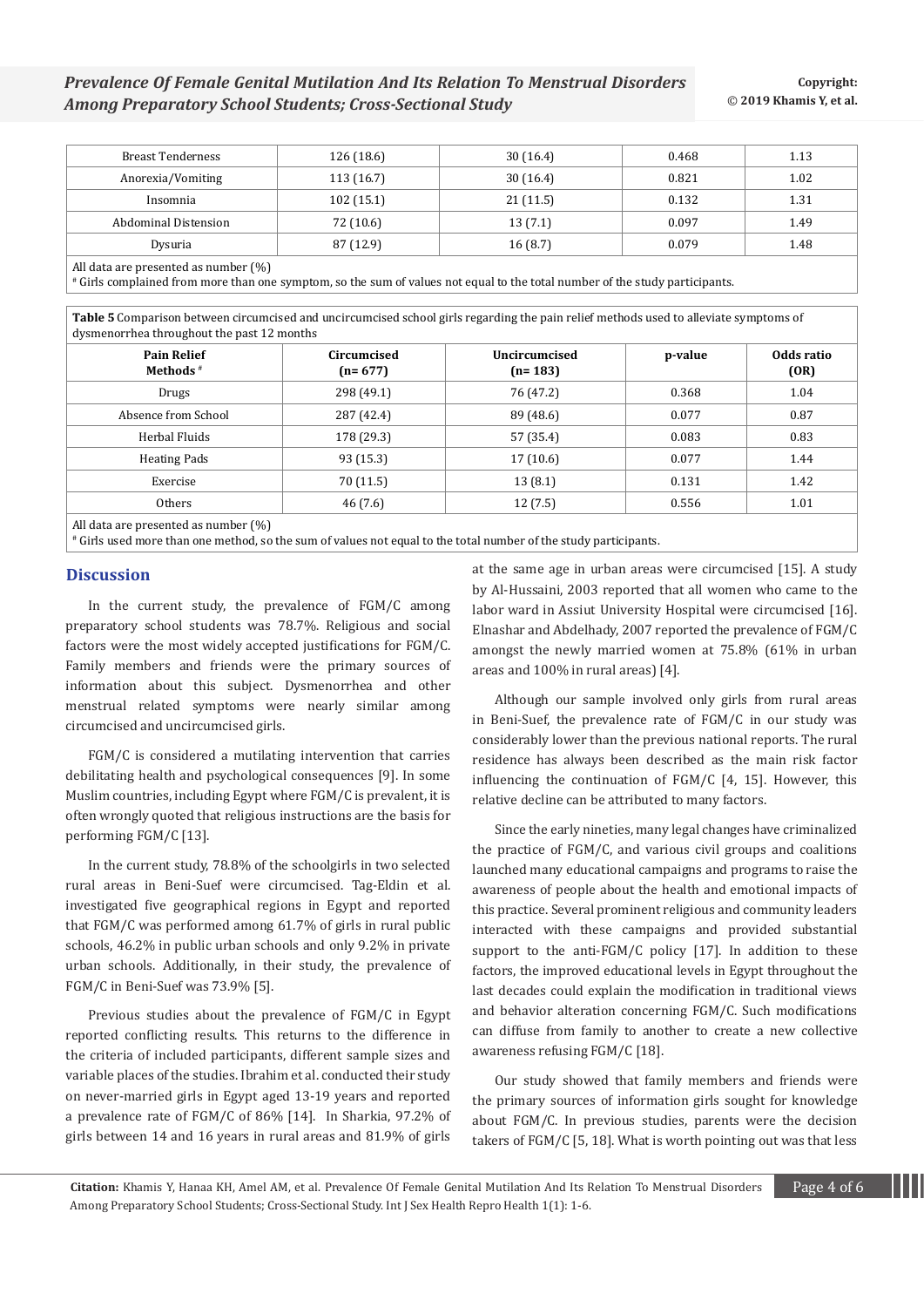| Breast Tenderness | 126 (18.6) | 30 (16.4) | 0.468 | 1.13 |
|---|---|---|---|---|
| Anorexia/Vomiting | 113 (16.7) | 30 (16.4) | 0.821 | 1.02 |
| Insomnia | 102 (15.1) | 21 (11.5) | 0.132 | 1.31 |
| Abdominal Distension | 72 (10.6) | 13 (7.1) | 0.097 | 1.49 |
| Dysuria | 87 (12.9) | 16 (8.7) | 0.079 | 1.48 |

All data are presented as number (%)
[#] Girls complained from more than one symptom, so the sum of values not equal to the total number of the study participants.

**Table 5** Comparison between circumcised and uncircumcised school girls regarding the pain relief methods used to alleviate symptoms of dysmenorrhea throughout the past 12 months

| Pain Relief Methods [#] | Circumcised (n= 677) | Uncircumcised (n= 183) | p-value | Odds ratio (OR) |
|---|---|---|---|---|
| Drugs | 298 (49.1) | 76 (47.2) | 0.368 | 1.04 |
| Absence from School | 287 (42.4) | 89 (48.6) | 0.077 | 0.87 |
| Herbal Fluids | 178 (29.3) | 57 (35.4) | 0.083 | 0.83 |
| Heating Pads | 93 (15.3) | 17 (10.6) | 0.077 | 1.44 |
| Exercise | 70 (11.5) | 13 (8.1) | 0.131 | 1.42 |
| Others | 46 (7.6) | 12 (7.5) | 0.556 | 1.01 |

All data are presented as number (%)
[#] Girls used more than one method, so the sum of values not equal to the total number of the study participants.

## Discussion

In the current study, the prevalence of FGM/C among preparatory school students was 78.7%. Religious and social factors were the most widely accepted justifications for FGM/C. Family members and friends were the primary sources of information about this subject. Dysmenorrhea and other menstrual related symptoms were nearly similar among circumcised and uncircumcised girls.

FGM/C is considered a mutilating intervention that carries debilitating health and psychological consequences [9]. In some Muslim countries, including Egypt where FGM/C is prevalent, it is often wrongly quoted that religious instructions are the basis for performing FGM/C [13].

In the current study, 78.8% of the schoolgirls in two selected rural areas in Beni-Suef were circumcised. Tag-Eldin et al. investigated five geographical regions in Egypt and reported that FGM/C was performed among 61.7% of girls in rural public schools, 46.2% in public urban schools and only 9.2% in private urban schools. Additionally, in their study, the prevalence of FGM/C in Beni-Suef was 73.9% [5].

Previous studies about the prevalence of FGM/C in Egypt reported conflicting results. This returns to the difference in the criteria of included participants, different sample sizes and variable places of the studies. Ibrahim et al. conducted their study on never-married girls in Egypt aged 13-19 years and reported a prevalence rate of FGM/C of 86% [14]. In Sharkia, 97.2% of girls between 14 and 16 years in rural areas and 81.9% of girls at the same age in urban areas were circumcised [15]. A study by Al-Hussaini, 2003 reported that all women who came to the labor ward in Assiut University Hospital were circumcised [16]. Elnashar and Abdelhady, 2007 reported the prevalence of FGM/C amongst the newly married women at 75.8% (61% in urban areas and 100% in rural areas) [4].

Although our sample involved only girls from rural areas in Beni-Suef, the prevalence rate of FGM/C in our study was considerably lower than the previous national reports. The rural residence has always been described as the main risk factor influencing the continuation of FGM/C [4, 15]. However, this relative decline can be attributed to many factors.

Since the early nineties, many legal changes have criminalized the practice of FGM/C, and various civil groups and coalitions launched many educational campaigns and programs to raise the awareness of people about the health and emotional impacts of this practice. Several prominent religious and community leaders interacted with these campaigns and provided substantial support to the anti-FGM/C policy [17]. In addition to these factors, the improved educational levels in Egypt throughout the last decades could explain the modification in traditional views and behavior alteration concerning FGM/C. Such modifications can diffuse from family to another to create a new collective awareness refusing FGM/C [18].

Our study showed that family members and friends were the primary sources of information girls sought for knowledge about FGM/C. In previous studies, parents were the decision takers of FGM/C [5, 18]. What is worth pointing out was that less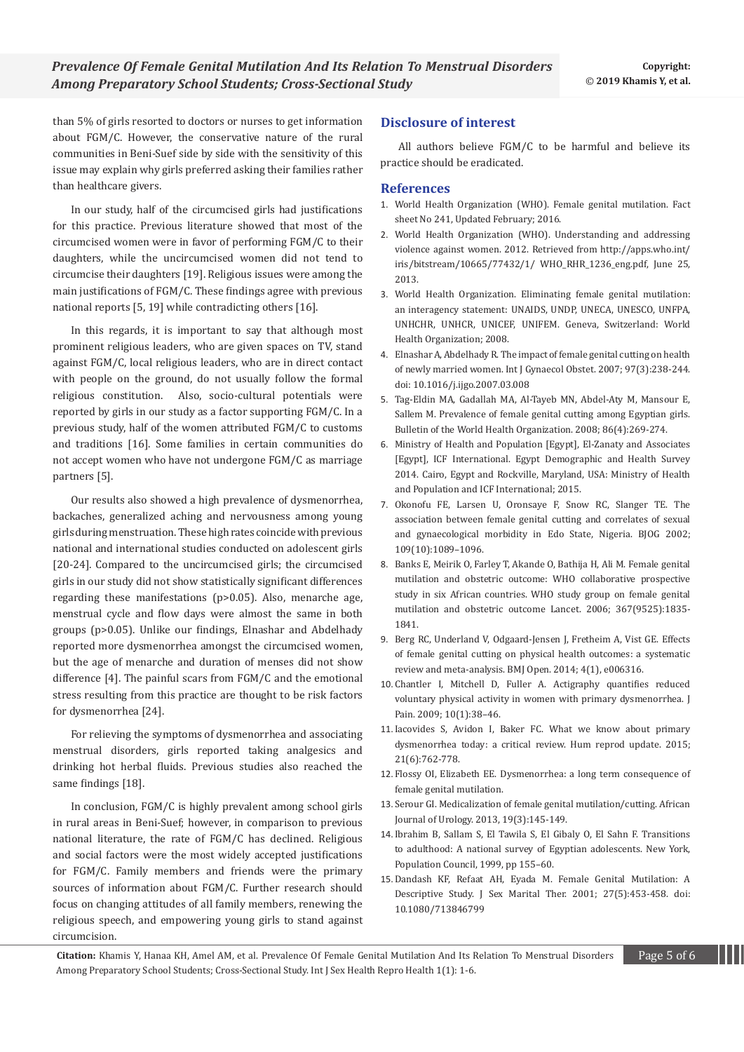than 5% of girls resorted to doctors or nurses to get information about FGM/C. However, the conservative nature of the rural communities in Beni-Suef side by side with the sensitivity of this issue may explain why girls preferred asking their families rather than healthcare givers.

In our study, half of the circumcised girls had justifications for this practice. Previous literature showed that most of the circumcised women were in favor of performing FGM/C to their daughters, while the uncircumcised women did not tend to circumcise their daughters [19]. Religious issues were among the main justifications of FGM/C. These findings agree with previous national reports [5, 19] while contradicting others [16].

In this regards, it is important to say that although most prominent religious leaders, who are given spaces on TV, stand against FGM/C, local religious leaders, who are in direct contact with people on the ground, do not usually follow the formal religious constitution. Also, socio-cultural potentials were reported by girls in our study as a factor supporting FGM/C. In a previous study, half of the women attributed FGM/C to customs and traditions [16]. Some families in certain communities do not accept women who have not undergone FGM/C as marriage partners [5].

Our results also showed a high prevalence of dysmenorrhea, backaches, generalized aching and nervousness among young girls during menstruation. These high rates coincide with previous national and international studies conducted on adolescent girls [20-24]. Compared to the uncircumcised girls; the circumcised girls in our study did not show statistically significant differences regarding these manifestations ($p>0.05$). Also, menarche age, menstrual cycle and flow days were almost the same in both groups ($p>0.05$). Unlike our findings, Elnashar and Abdelhady reported more dysmenorrhea amongst the circumcised women, but the age of menarche and duration of menses did not show difference [4]. The painful scars from FGM/C and the emotional stress resulting from this practice are thought to be risk factors for dysmenorrhea [24].

For relieving the symptoms of dysmenorrhea and associating menstrual disorders, girls reported taking analgesics and drinking hot herbal fluids. Previous studies also reached the same findings [18].

In conclusion, FGM/C is highly prevalent among school girls in rural areas in Beni-Suef; however, in comparison to previous national literature, the rate of FGM/C has declined. Religious and social factors were the most widely accepted justifications for FGM/C. Family members and friends were the primary sources of information about FGM/C. Further research should focus on changing attitudes of all family members, renewing the religious speech, and empowering young girls to stand against circumcision.

## Disclosure of interest

All authors believe FGM/C to be harmful and believe its practice should be eradicated.

## References

1. World Health Organization (WHO). Female genital mutilation. Fact sheet No 241, Updated February; 2016.
2. World Health Organization (WHO). Understanding and addressing violence against women. 2012. Retrieved from http://apps.who.int/iris/bitstream/10665/77432/1/ WHO_RHR_1236_eng.pdf, June 25, 2013.
3. World Health Organization. Eliminating female genital mutilation: an interagency statement: UNAIDS, UNDP, UNECA, UNESCO, UNFPA, UNHCHR, UNHCR, UNICEF, UNIFEM. Geneva, Switzerland: World Health Organization; 2008.
4. Elnashar A, Abdelhady R. The impact of female genital cutting on health of newly married women. Int J Gynaecol Obstet. 2007; 97(3):238-244. doi: 10.1016/j.ijgo.2007.03.008
5. Tag-Eldin MA, Gadallah MA, Al-Tayeb MN, Abdel-Aty M, Mansour E, Sallem M. Prevalence of female genital cutting among Egyptian girls. Bulletin of the World Health Organization. 2008; 86(4):269-274.
6. Ministry of Health and Population [Egypt], El-Zanaty and Associates [Egypt], ICF International. Egypt Demographic and Health Survey 2014. Cairo, Egypt and Rockville, Maryland, USA: Ministry of Health and Population and ICF International; 2015.
7. Okonofu FE, Larsen U, Oronsaye F, Snow RC, Slanger TE. The association between female genital cutting and correlates of sexual and gynaecological morbidity in Edo State, Nigeria. BJOG 2002; 109(10):1089–1096.
8. Banks E, Meirik O, Farley T, Akande O, Bathija H, Ali M. Female genital mutilation and obstetric outcome: WHO collaborative prospective study in six African countries. WHO study group on female genital mutilation and obstetric outcome Lancet. 2006; 367(9525):1835-1841.
9. Berg RC, Underland V, Odgaard-Jensen J, Fretheim A, Vist GE. Effects of female genital cutting on physical health outcomes: a systematic review and meta-analysis. BMJ Open. 2014; 4(1), e006316.
10. Chantler I, Mitchell D, Fuller A. Actigraphy quantifies reduced voluntary physical activity in women with primary dysmenorrhea. J Pain. 2009; 10(1):38–46.
11. Iacovides S, Avidon I, Baker FC. What we know about primary dysmenorrhea today: a critical review. Hum reprod update. 2015; 21(6):762-778.
12. Flossy OI, Elizabeth EE. Dysmenorrhea: a long term consequence of female genital mutilation.
13. Serour GI. Medicalization of female genital mutilation/cutting. African Journal of Urology. 2013, 19(3):145-149.
14. Ibrahim B, Sallam S, El Tawila S, El Gibaly O, El Sahn F. Transitions to adulthood: A national survey of Egyptian adolescents. New York, Population Council, 1999, pp 155–60.
15. Dandash KF, Refaat AH, Eyada M. Female Genital Mutilation: A Descriptive Study. J Sex Marital Ther. 2001; 27(5):453-458. doi: 10.1080/713846799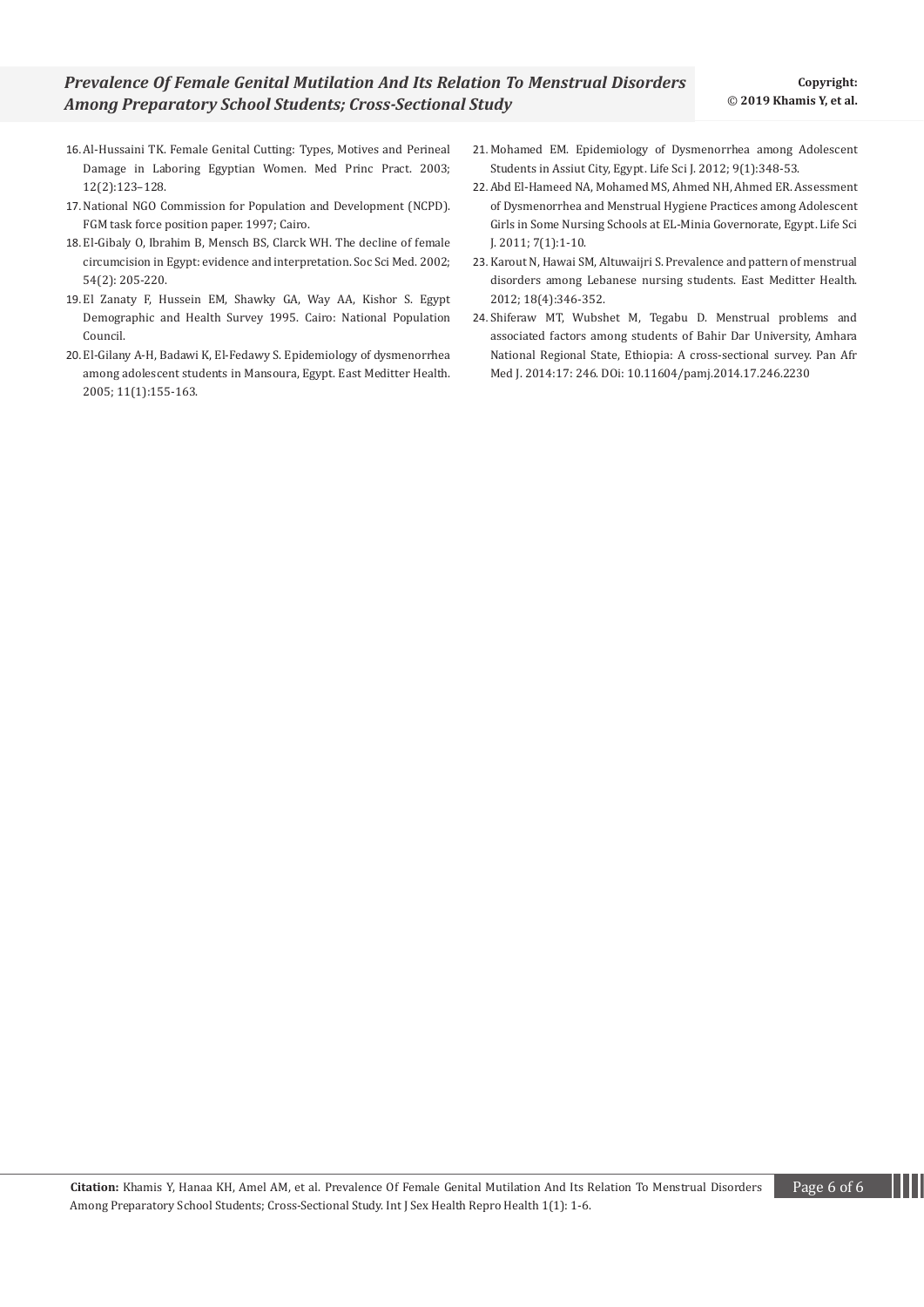16. Al-Hussaini TK. Female Genital Cutting: Types, Motives and Perineal Damage in Laboring Egyptian Women. Med Princ Pract. 2003; 12(2):123–128.
17. National NGO Commission for Population and Development (NCPD). FGM task force position paper. 1997; Cairo.
18. El-Gibaly O, Ibrahim B, Mensch BS, Clarck WH. The decline of female circumcision in Egypt: evidence and interpretation. Soc Sci Med. 2002; 54(2): 205-220.
19. El Zanaty F, Hussein EM, Shawky GA, Way AA, Kishor S. Egypt Demographic and Health Survey 1995. Cairo: National Population Council.
20. El-Gilany A-H, Badawi K, El-Fedawy S. Epidemiology of dysmenorrhea among adolescent students in Mansoura, Egypt. East Meditter Health. 2005; 11(1):155-163.
21. Mohamed EM. Epidemiology of Dysmenorrhea among Adolescent Students in Assiut City, Egypt. Life Sci J. 2012; 9(1):348-53.
22. Abd El-Hameed NA, Mohamed MS, Ahmed NH, Ahmed ER. Assessment of Dysmenorrhea and Menstrual Hygiene Practices among Adolescent Girls in Some Nursing Schools at EL-Minia Governorate, Egypt. Life Sci J. 2011; 7(1):1-10.
23. Karout N, Hawai SM, Altuwaijri S. Prevalence and pattern of menstrual disorders among Lebanese nursing students. East Meditter Health. 2012; 18(4):346-352.
24. Shiferaw MT, Wubshet M, Tegabu D. Menstrual problems and associated factors among students of Bahir Dar University, Amhara National Regional State, Ethiopia: A cross-sectional survey. Pan Afr Med J. 2014:17: 246. DOi: 10.11604/pamj.2014.17.246.2230